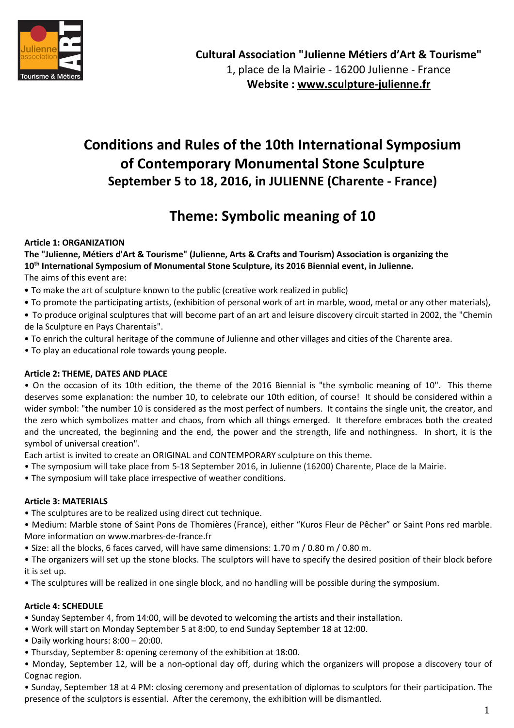**Cultural Association "Julienne Métiers d'Art & Tourisme"**
1, place de la Mairie - 16200 Julienne - France
**Website : www.sculpture-julienne.fr**

# Conditions and Rules of the 10th International Symposium of Contemporary Monumental Stone Sculpture

## September 5 to 18, 2016, in JULIENNE (Charente - France)

# Theme: Symbolic meaning of 10

**Article 1: ORGANIZATION**

**The "Julienne, Métiers d'Art & Tourisme" (Julienne, Arts & Crafts and Tourism) Association is organizing the 10th International Symposium of Monumental Stone Sculpture, its 2016 Biennial event, in Julienne.**

The aims of this event are:

- To make the art of sculpture known to the public (creative work realized in public)
- To promote the participating artists, (exhibition of personal work of art in marble, wood, metal or any other materials),
- To produce original sculptures that will become part of an art and leisure discovery circuit started in 2002, the "Chemin de la Sculpture en Pays Charentais".
- To enrich the cultural heritage of the commune of Julienne and other villages and cities of the Charente area.
- To play an educational role towards young people.

**Article 2: THEME, DATES AND PLACE**

- On the occasion of its 10th edition, the theme of the 2016 Biennial is "the symbolic meaning of 10". This theme deserves some explanation: the number 10, to celebrate our 10th edition, of course! It should be considered within a wider symbol: "the number 10 is considered as the most perfect of numbers. It contains the single unit, the creator, and the zero which symbolizes matter and chaos, from which all things emerged. It therefore embraces both the created and the uncreated, the beginning and the end, the power and the strength, life and nothingness. In short, it is the symbol of universal creation".

Each artist is invited to create an ORIGINAL and CONTEMPORARY sculpture on this theme.

- The symposium will take place from 5-18 September 2016, in Julienne (16200) Charente, Place de la Mairie.
- The symposium will take place irrespective of weather conditions.

**Article 3: MATERIALS**

- The sculptures are to be realized using direct cut technique.
- Medium: Marble stone of Saint Pons de Thomières (France), either "Kuros Fleur de Pêcher" or Saint Pons red marble. More information on www.marbres-de-france.fr
- Size: all the blocks, 6 faces carved, will have same dimensions: 1.70 m / 0.80 m / 0.80 m.
- The organizers will set up the stone blocks. The sculptors will have to specify the desired position of their block before it is set up.
- The sculptures will be realized in one single block, and no handling will be possible during the symposium.

**Article 4: SCHEDULE**

- Sunday September 4, from 14:00, will be devoted to welcoming the artists and their installation.
- Work will start on Monday September 5 at 8:00, to end Sunday September 18 at 12:00.
- Daily working hours: 8:00 – 20:00.
- Thursday, September 8: opening ceremony of the exhibition at 18:00.
- Monday, September 12, will be a non-optional day off, during which the organizers will propose a discovery tour of Cognac region.
- Sunday, September 18 at 4 PM: closing ceremony and presentation of diplomas to sculptors for their participation. The presence of the sculptors is essential. After the ceremony, the exhibition will be dismantled.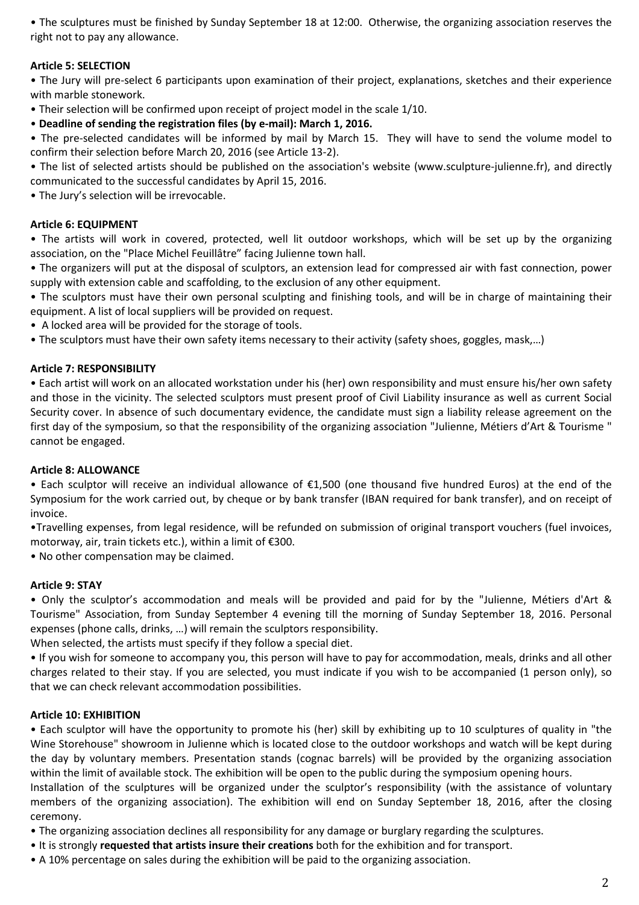• The sculptures must be finished by Sunday September 18 at 12:00. Otherwise, the organizing association reserves the right not to pay any allowance.

**Article 5: SELECTION**

• The Jury will pre-select 6 participants upon examination of their project, explanations, sketches and their experience with marble stonework.

• Their selection will be confirmed upon receipt of project model in the scale 1/10.

• **Deadline of sending the registration files (by e-mail): March 1, 2016.**

• The pre-selected candidates will be informed by mail by March 15. They will have to send the volume model to confirm their selection before March 20, 2016 (see Article 13-2).

• The list of selected artists should be published on the association's website (www.sculpture-julienne.fr), and directly communicated to the successful candidates by April 15, 2016.

• The Jury's selection will be irrevocable.

**Article 6: EQUIPMENT**

• The artists will work in covered, protected, well lit outdoor workshops, which will be set up by the organizing association, on the "Place Michel Feuillâtre" facing Julienne town hall.

• The organizers will put at the disposal of sculptors, an extension lead for compressed air with fast connection, power supply with extension cable and scaffolding, to the exclusion of any other equipment.

• The sculptors must have their own personal sculpting and finishing tools, and will be in charge of maintaining their equipment. A list of local suppliers will be provided on request.

• A locked area will be provided for the storage of tools.

• The sculptors must have their own safety items necessary to their activity (safety shoes, goggles, mask,…)

**Article 7: RESPONSIBILITY**

• Each artist will work on an allocated workstation under his (her) own responsibility and must ensure his/her own safety and those in the vicinity. The selected sculptors must present proof of Civil Liability insurance as well as current Social Security cover. In absence of such documentary evidence, the candidate must sign a liability release agreement on the first day of the symposium, so that the responsibility of the organizing association "Julienne, Métiers d'Art & Tourisme " cannot be engaged.

**Article 8: ALLOWANCE**

• Each sculptor will receive an individual allowance of €1,500 (one thousand five hundred Euros) at the end of the Symposium for the work carried out, by cheque or by bank transfer (IBAN required for bank transfer), and on receipt of invoice.

•Travelling expenses, from legal residence, will be refunded on submission of original transport vouchers (fuel invoices, motorway, air, train tickets etc.), within a limit of €300.

• No other compensation may be claimed.

**Article 9: STAY**

• Only the sculptor's accommodation and meals will be provided and paid for by the "Julienne, Métiers d'Art & Tourisme" Association, from Sunday September 4 evening till the morning of Sunday September 18, 2016. Personal expenses (phone calls, drinks, …) will remain the sculptors responsibility.

When selected, the artists must specify if they follow a special diet.

• If you wish for someone to accompany you, this person will have to pay for accommodation, meals, drinks and all other charges related to their stay. If you are selected, you must indicate if you wish to be accompanied (1 person only), so that we can check relevant accommodation possibilities.

**Article 10: EXHIBITION**

• Each sculptor will have the opportunity to promote his (her) skill by exhibiting up to 10 sculptures of quality in "the Wine Storehouse" showroom in Julienne which is located close to the outdoor workshops and watch will be kept during the day by voluntary members. Presentation stands (cognac barrels) will be provided by the organizing association within the limit of available stock. The exhibition will be open to the public during the symposium opening hours.

Installation of the sculptures will be organized under the sculptor's responsibility (with the assistance of voluntary members of the organizing association). The exhibition will end on Sunday September 18, 2016, after the closing ceremony.

• The organizing association declines all responsibility for any damage or burglary regarding the sculptures.

• It is strongly **requested that artists insure their creations** both for the exhibition and for transport.

• A 10% percentage on sales during the exhibition will be paid to the organizing association.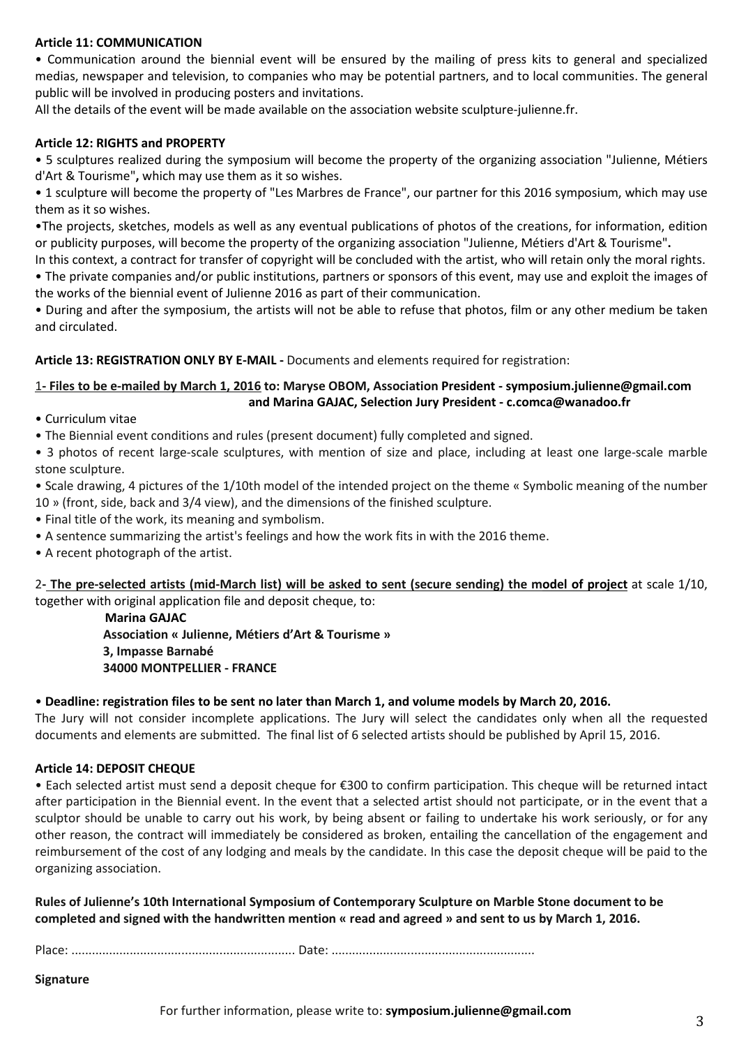**Article 11: COMMUNICATION**

• Communication around the biennial event will be ensured by the mailing of press kits to general and specialized medias, newspaper and television, to companies who may be potential partners, and to local communities. The general public will be involved in producing posters and invitations.

All the details of the event will be made available on the association website sculpture-julienne.fr.

**Article 12: RIGHTS and PROPERTY**

• 5 sculptures realized during the symposium will become the property of the organizing association "Julienne, Métiers d'Art & Tourisme"**,** which may use them as it so wishes.

• 1 sculpture will become the property of "Les Marbres de France", our partner for this 2016 symposium, which may use them as it so wishes.

•The projects, sketches, models as well as any eventual publications of photos of the creations, for information, edition or publicity purposes, will become the property of the organizing association "Julienne, Métiers d'Art & Tourisme"**.**

In this context, a contract for transfer of copyright will be concluded with the artist, who will retain only the moral rights.

• The private companies and/or public institutions, partners or sponsors of this event, may use and exploit the images of the works of the biennial event of Julienne 2016 as part of their communication.

• During and after the symposium, the artists will not be able to refuse that photos, film or any other medium be taken and circulated.

**Article 13: REGISTRATION ONLY BY E-MAIL -** Documents and elements required for registration:

**1- Files to be e-mailed by March 1, 2016 to: Maryse OBOM, Association President - symposium.julienne@gmail.com and Marina GAJAC, Selection Jury President - c.comca@wanadoo.fr**

• Curriculum vitae

• The Biennial event conditions and rules (present document) fully completed and signed.

• 3 photos of recent large-scale sculptures, with mention of size and place, including at least one large-scale marble stone sculpture.

• Scale drawing, 4 pictures of the 1/10th model of the intended project on the theme « Symbolic meaning of the number 10 » (front, side, back and 3/4 view), and the dimensions of the finished sculpture.

• Final title of the work, its meaning and symbolism.

• A sentence summarizing the artist's feelings and how the work fits in with the 2016 theme.

• A recent photograph of the artist.

2**- The pre-selected artists (mid-March list) will be asked to sent (secure sending) the model of project** at scale 1/10, together with original application file and deposit cheque, to:

**Marina GAJAC**
**Association « Julienne, Métiers d'Art & Tourisme »**
**3, Impasse Barnabé**
**34000 MONTPELLIER - FRANCE**

• **Deadline: registration files to be sent no later than March 1, and volume models by March 20, 2016.**

The Jury will not consider incomplete applications. The Jury will select the candidates only when all the requested documents and elements are submitted. The final list of 6 selected artists should be published by April 15, 2016.

**Article 14: DEPOSIT CHEQUE**

• Each selected artist must send a deposit cheque for €300 to confirm participation. This cheque will be returned intact after participation in the Biennial event. In the event that a selected artist should not participate, or in the event that a sculptor should be unable to carry out his work, by being absent or failing to undertake his work seriously, or for any other reason, the contract will immediately be considered as broken, entailing the cancellation of the engagement and reimbursement of the cost of any lodging and meals by the candidate. In this case the deposit cheque will be paid to the organizing association.

**Rules of Julienne's 10th International Symposium of Contemporary Sculpture on Marble Stone document to be completed and signed with the handwritten mention « read and agreed » and sent to us by March 1, 2016.**

Place: ................................................................ Date: ..........................................................

**Signature**

For further information, please write to: **symposium.julienne@gmail.com**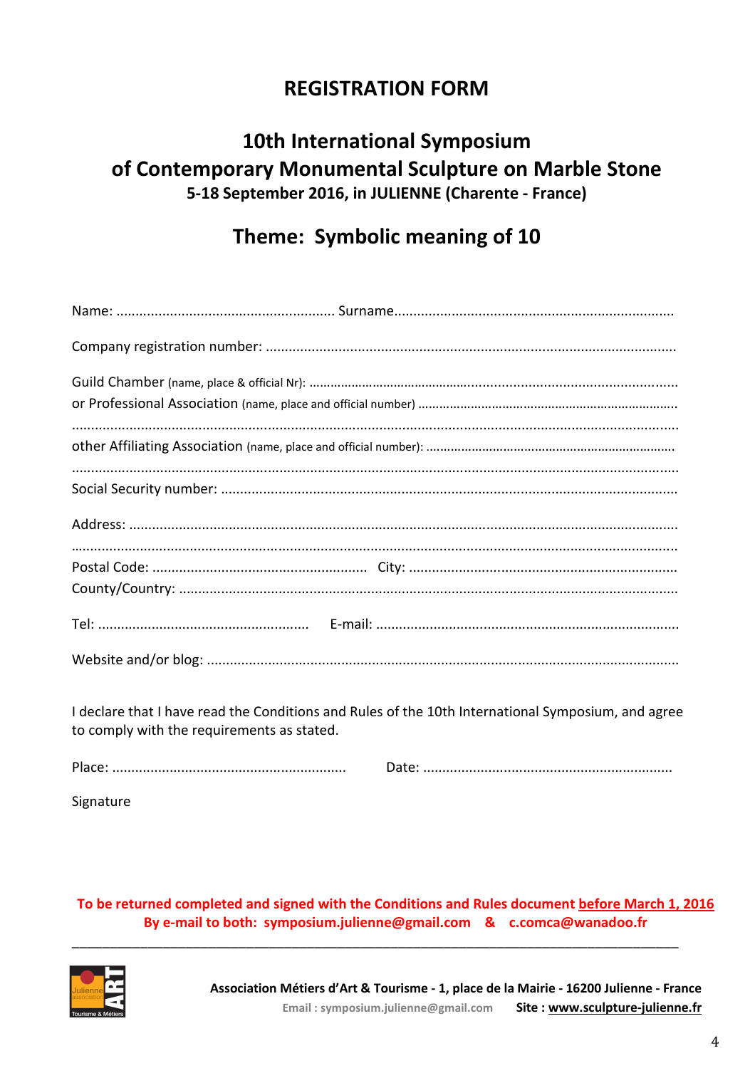# REGISTRATION FORM

## 10th International Symposium of Contemporary Monumental Sculpture on Marble Stone

**5-18 September 2016, in JULIENNE (Charente - France)**

## Theme: Symbolic meaning of 10

Name: ........................................................ Surname........................................................................

Company registration number: ..........................................................................................................

Guild Chamber (name, place & official Nr): ...................................................................................................
or Professional Association (name, place and official number) ........................................................................
..............................................................................................................................................................
other Affiliating Association (name, place and official number): .....................................................................
..............................................................................................................................................................

Social Security number: ......................................................................................................................

Address: ..............................................................................................................................................
..............................................................................................................................................................

Postal Code: ....................................................... City: .....................................................................
County/Country: .................................................................................................................................

Tel: ...................................................... E-mail: ...............................................................................

Website and/or blog: ..........................................................................................................................

I declare that I have read the Conditions and Rules of the 10th International Symposium, and agree to comply with the requirements as stated.

Place: ............................................................ Date: ................................................................

Signature

**To be returned completed and signed with the Conditions and Rules document before March 1, 2016**
**By e-mail to both: symposium.julienne@gmail.com & c.comca@wanadoo.fr**

---

**Association Métiers d'Art & Tourisme - 1, place de la Mairie - 16200 Julienne - France**
**Email : symposium.julienne@gmail.com Site : www.sculpture-julienne.fr**